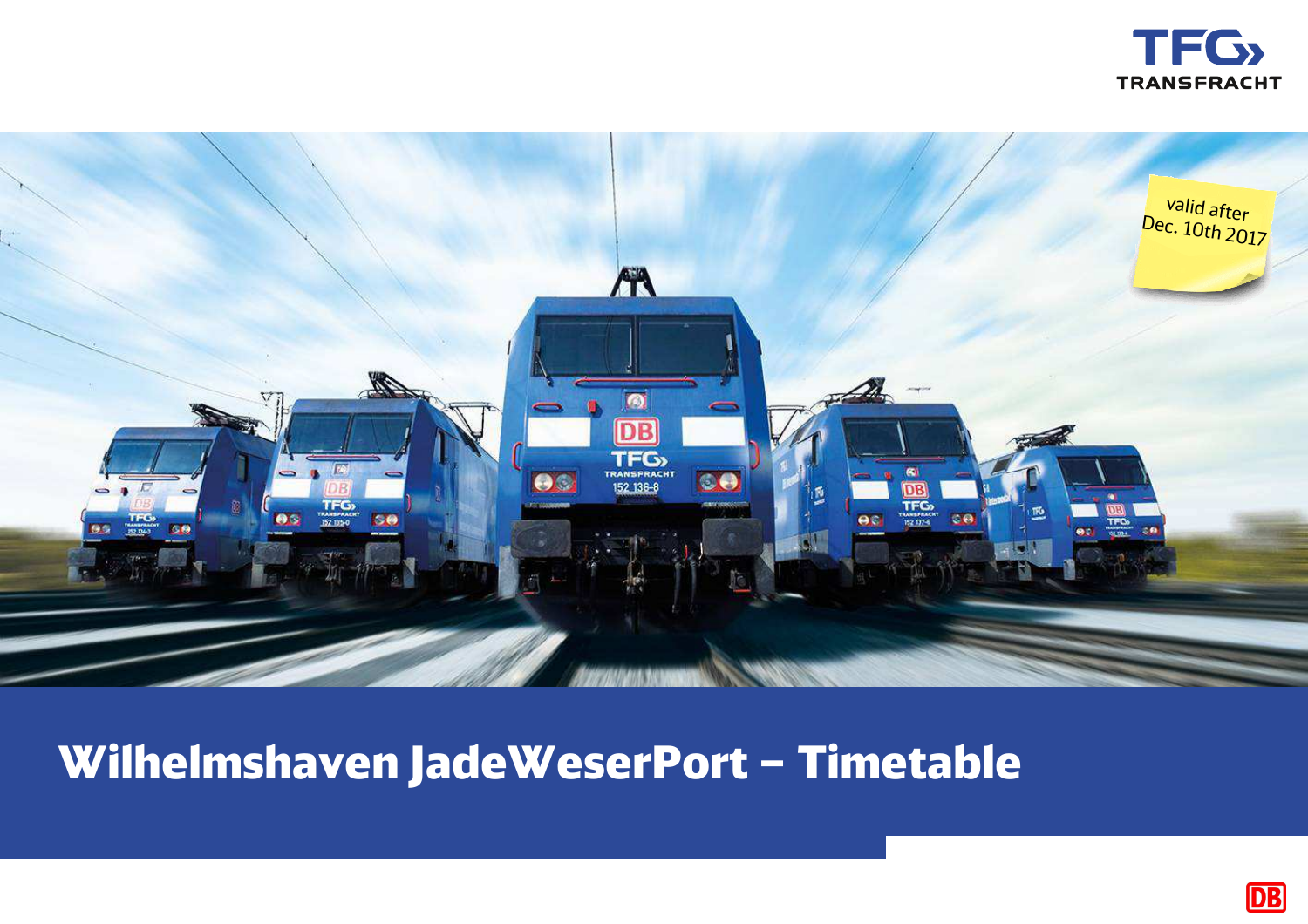# Wilhelmshaven JadeWeserPort – Timetable

valid after Dec. 10th 2017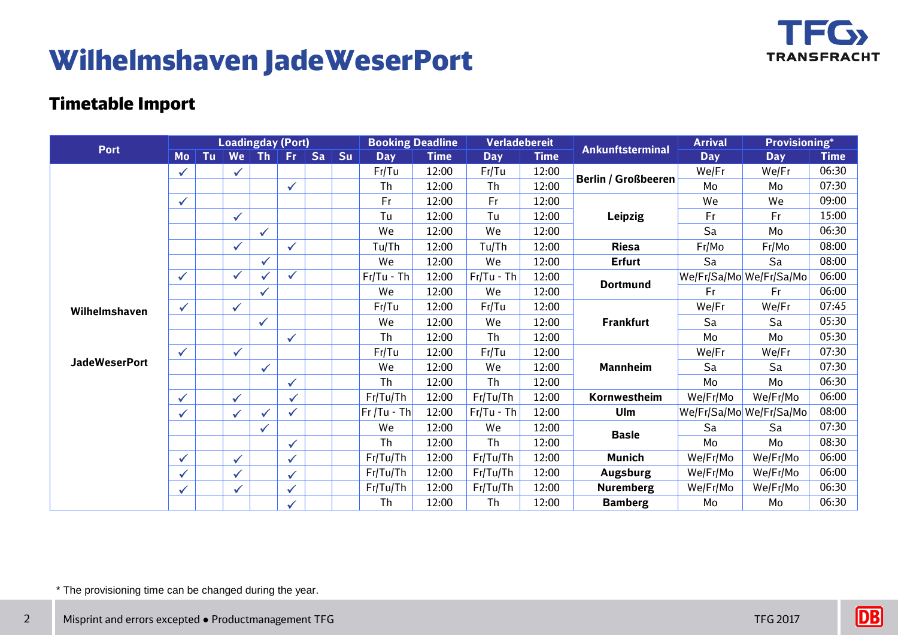# Wilhelmshaven JadeWeserPort

## Timetable Import

| Port | Loadingday (Port) | | | | | | | Booking Deadline | | Verladebereit | | Ankunftsterminal | Arrival | Provisioning* | |
|---|---|---|---|---|---|---|---|---|---|---|---|---|---|---|---|
| | Mo | Tu | We | Th | Fr | Sa | Su | Day | Time | Day | Time | | Day | Day | Time |
| Wilhelmshaven JadeWeserPort | ✓ | | ✓ | | | | | Fr/Tu | 12:00 | Fr/Tu | 12:00 | Berlin / Großbeeren | We/Fr | We/Fr | 06:30 |
| | | | | | ✓ | | | Th | 12:00 | Th | 12:00 | | Mo | Mo | 07:30 |
| | ✓ | | | | | | | Fr | 12:00 | Fr | 12:00 | Leipzig | We | We | 09:00 |
| | | | ✓ | | | | | Tu | 12:00 | Tu | 12:00 | | Fr | Fr | 15:00 |
| | | | | ✓ | | | | We | 12:00 | We | 12:00 | | Sa | Mo | 06:30 |
| | | | ✓ | | ✓ | | | Tu/Th | 12:00 | Tu/Th | 12:00 | Riesa | Fr/Mo | Fr/Mo | 08:00 |
| | | | | ✓ | | | | We | 12:00 | We | 12:00 | Erfurt | Sa | Sa | 08:00 |
| | ✓ | | ✓ | ✓ | ✓ | | | Fr/Tu - Th | 12:00 | Fr/Tu - Th | 12:00 | Dortmund | We/Fr/Sa/Mo | We/Fr/Sa/Mo | 06:00 |
| | | | | ✓ | | | | We | 12:00 | We | 12:00 | | Fr | Fr | 06:00 |
| | ✓ | | ✓ | | | | | Fr/Tu | 12:00 | Fr/Tu | 12:00 | Frankfurt | We/Fr | We/Fr | 07:45 |
| | | | | ✓ | | | | We | 12:00 | We | 12:00 | | Sa | Sa | 05:30 |
| | | | | | ✓ | | | Th | 12:00 | Th | 12:00 | | Mo | Mo | 05:30 |
| | ✓ | | ✓ | | | | | Fr/Tu | 12:00 | Fr/Tu | 12:00 | Mannheim | We/Fr | We/Fr | 07:30 |
| | | | | ✓ | | | | We | 12:00 | We | 12:00 | | Sa | Sa | 07:30 |
| | | | | | ✓ | | | Th | 12:00 | Th | 12:00 | | Mo | Mo | 06:30 |
| | ✓ | | ✓ | | ✓ | | | Fr/Tu/Th | 12:00 | Fr/Tu/Th | 12:00 | Kornwestheim | We/Fr/Mo | We/Fr/Mo | 06:00 |
| | ✓ | | ✓ | ✓ | ✓ | | | Fr /Tu - Th | 12:00 | Fr/Tu - Th | 12:00 | Ulm | We/Fr/Sa/Mo | We/Fr/Sa/Mo | 08:00 |
| | | | | ✓ | | | | We | 12:00 | We | 12:00 | Basle | Sa | Sa | 07:30 |
| | | | | | ✓ | | | Th | 12:00 | Th | 12:00 | | Mo | Mo | 08:30 |
| | ✓ | | ✓ | | ✓ | | | Fr/Tu/Th | 12:00 | Fr/Tu/Th | 12:00 | Munich | We/Fr/Mo | We/Fr/Mo | 06:00 |
| | ✓ | | ✓ | | ✓ | | | Fr/Tu/Th | 12:00 | Fr/Tu/Th | 12:00 | Augsburg | We/Fr/Mo | We/Fr/Mo | 06:00 |
| | ✓ | | ✓ | | ✓ | | | Fr/Tu/Th | 12:00 | Fr/Tu/Th | 12:00 | Nuremberg | We/Fr/Mo | We/Fr/Mo | 06:30 |
| | | | | | ✓ | | | Th | 12:00 | Th | 12:00 | Bamberg | Mo | Mo | 06:30 |

* The provisioning time can be changed during the year.

Misprint and errors excepted • Productmanagement TFG

TFG 2017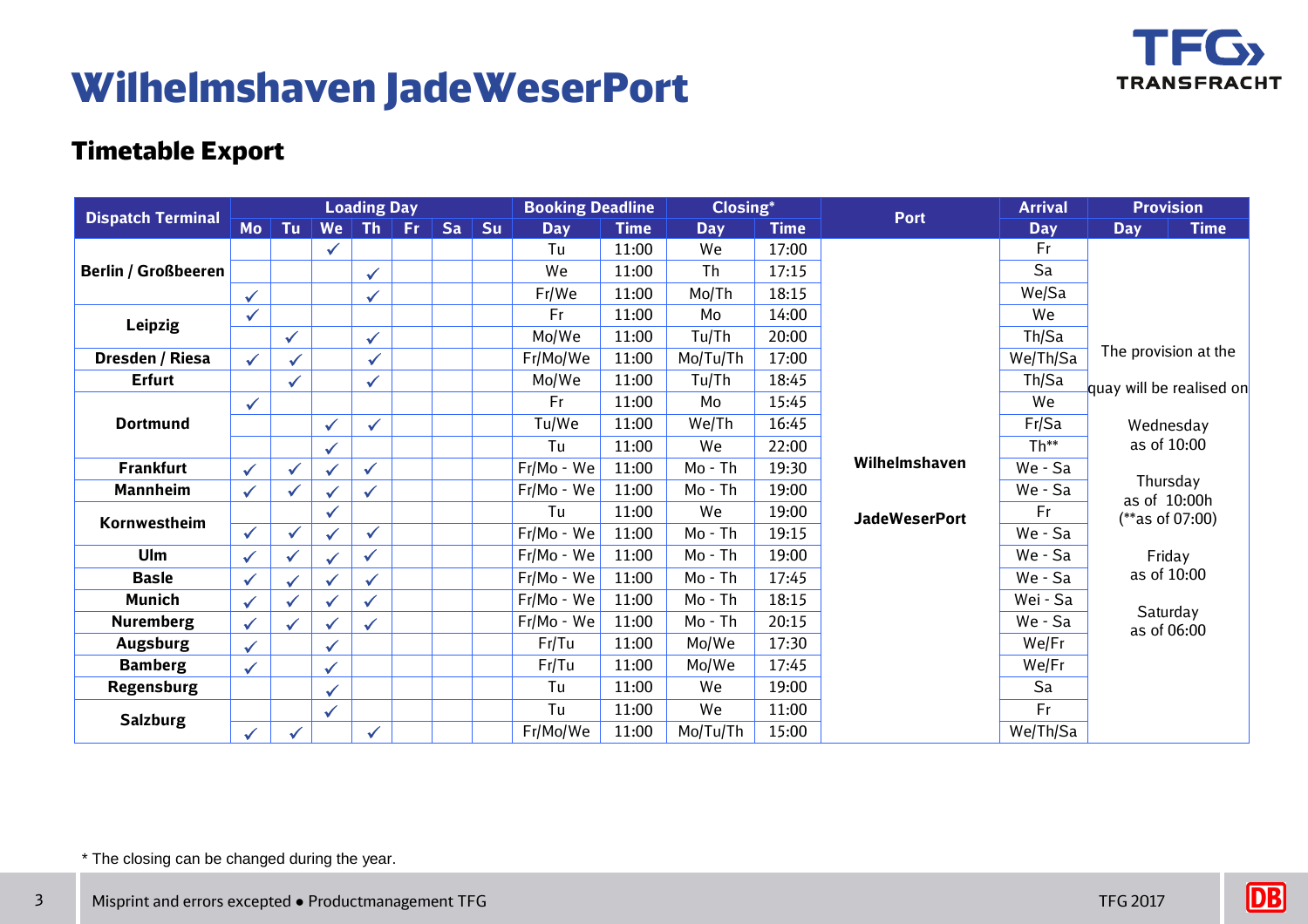# Wilhelmshaven JadeWeserPort

TFG TRANSFRACHT

## Timetable Export

| Dispatch Terminal | Loading Day | | | | | | | Booking Deadline | | Closing* | | Port | Arrival | Provision | |
|---|---|---|---|---|---|---|---|---|---|---|---|---|---|---|---|
| | Mo | Tu | We | Th | Fr | Sa | Su | Day | Time | Day | Time | | Day | Day | Time |
| Berlin / Großbeeren | | | ✓ | | | | | Tu | 11:00 | We | 17:00 | Wilhelmshaven JadeWeserPort | Fr | The provision at the quay will be realised on Wednesday as of 10:00; Thursday as of 10:00h (**as of 07:00); Friday as of 10:00; Saturday as of 06:00 | |
| | | | | ✓ | | | | We | 11:00 | Th | 17:15 | | Sa | | |
| | ✓ | | | ✓ | | | | Fr/We | 11:00 | Mo/Th | 18:15 | | We/Sa | | |
| Leipzig | ✓ | | | | | | | Fr | 11:00 | Mo | 14:00 | | We | | |
| | | ✓ | | ✓ | | | | Mo/We | 11:00 | Tu/Th | 20:00 | | Th/Sa | | |
| Dresden / Riesa | ✓ | ✓ | | ✓ | | | | Fr/Mo/We | 11:00 | Mo/Tu/Th | 17:00 | | We/Th/Sa | | |
| Erfurt | | ✓ | | ✓ | | | | Mo/We | 11:00 | Tu/Th | 18:45 | | Th/Sa | | |
| Dortmund | ✓ | | | | | | | Fr | 11:00 | Mo | 15:45 | | We | | |
| | | | ✓ | ✓ | | | | Tu/We | 11:00 | We/Th | 16:45 | | Fr/Sa | | |
| | | | ✓ | | | | | Tu | 11:00 | We | 22:00 | | Th** | | |
| Frankfurt | ✓ | ✓ | ✓ | ✓ | | | | Fr/Mo - We | 11:00 | Mo - Th | 19:30 | | We - Sa | | |
| Mannheim | ✓ | ✓ | ✓ | ✓ | | | | Fr/Mo - We | 11:00 | Mo - Th | 19:00 | | We - Sa | | |
| Kornwestheim | | | ✓ | | | | | Tu | 11:00 | We | 19:00 | | Fr | | |
| | ✓ | ✓ | ✓ | ✓ | | | | Fr/Mo - We | 11:00 | Mo - Th | 19:15 | | We - Sa | | |
| Ulm | ✓ | ✓ | ✓ | ✓ | | | | Fr/Mo - We | 11:00 | Mo - Th | 19:00 | | We - Sa | | |
| Basle | ✓ | ✓ | ✓ | ✓ | | | | Fr/Mo - We | 11:00 | Mo - Th | 17:45 | | We - Sa | | |
| Munich | ✓ | ✓ | ✓ | ✓ | | | | Fr/Mo - We | 11:00 | Mo - Th | 18:15 | | Wei - Sa | | |
| Nuremberg | ✓ | ✓ | ✓ | ✓ | | | | Fr/Mo - We | 11:00 | Mo - Th | 20:15 | | We - Sa | | |
| Augsburg | ✓ | | ✓ | | | | | Fr/Tu | 11:00 | Mo/We | 17:30 | | We/Fr | | |
| Bamberg | ✓ | | ✓ | | | | | Fr/Tu | 11:00 | Mo/We | 17:45 | | We/Fr | | |
| Regensburg | | | ✓ | | | | | Tu | 11:00 | We | 19:00 | | Sa | | |
| Salzburg | | | ✓ | | | | | Tu | 11:00 | We | 11:00 | | Fr | | |
| | ✓ | ✓ | | ✓ | | | | Fr/Mo/We | 11:00 | Mo/Tu/Th | 15:00 | | We/Th/Sa | | |

* The closing can be changed during the year.

Misprint and errors excepted • Productmanagement TFG

TFG 2017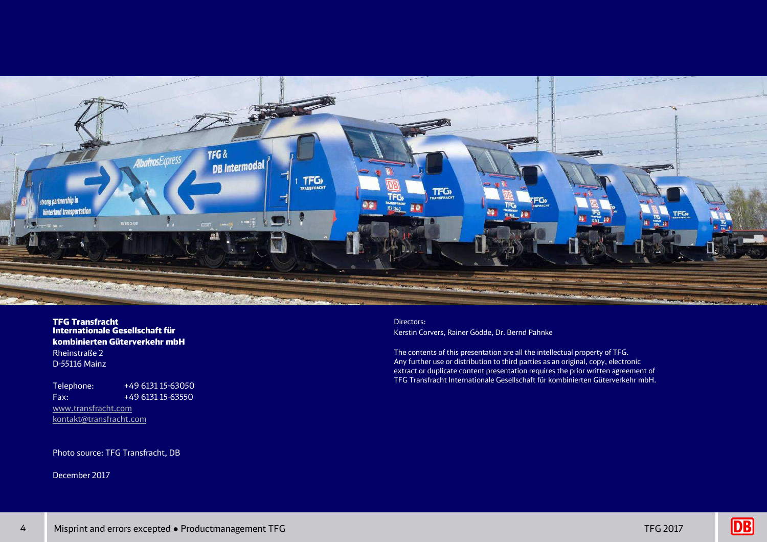**TFG Transfracht**
**Internationale Gesellschaft für kombinierten Güterverkehr mbH**

Rheinstraße 2
D-55116 Mainz

Telephone: +49 6131 15-63050
Fax: +49 6131 15-63550
www.transfracht.com
kontakt@transfracht.com

Photo source: TFG Transfracht, DB

December 2017

Directors:
Kerstin Corvers, Rainer Gödde, Dr. Bernd Pahnke

The contents of this presentation are all the intellectual property of TFG. Any further use or distribution to third parties as an original, copy, electronic extract or duplicate content presentation requires the prior written agreement of TFG Transfracht Internationale Gesellschaft für kombinierten Güterverkehr mbH.

Misprint and errors excepted • Productmanagement TFG